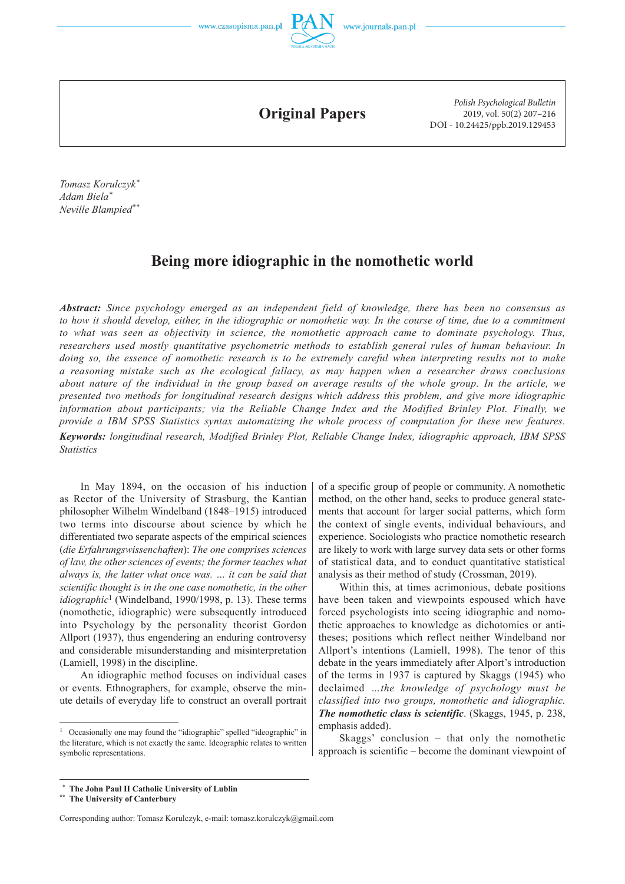Original Papers

Tomasz Korulczyk[*]
Adam Biela[*]
Neville Blampied[**]

# Being more idiographic in the nomothetic world

***Abstract:*** *Since psychology emerged as an independent field of knowledge, there has been no consensus as to how it should develop, either, in the idiographic or nomothetic way. In the course of time, due to a commitment to what was seen as objectivity in science, the nomothetic approach came to dominate psychology. Thus, researchers used mostly quantitative psychometric methods to establish general rules of human behaviour. In doing so, the essence of nomothetic research is to be extremely careful when interpreting results not to make a reasoning mistake such as the ecological fallacy, as may happen when a researcher draws conclusions about nature of the individual in the group based on average results of the whole group. In the article, we presented two methods for longitudinal research designs which address this problem, and give more idiographic information about participants; via the Reliable Change Index and the Modified Brinley Plot. Finally, we provide a IBM SPSS Statistics syntax automatizing the whole process of computation for these new features.*

***Keywords:*** *longitudinal research, Modified Brinley Plot, Reliable Change Index, idiographic approach, IBM SPSS Statistics*

In May 1894, on the occasion of his induction as Rector of the University of Strasburg, the Kantian philosopher Wilhelm Windelband (1848–1915) introduced two terms into discourse about science by which he differentiated two separate aspects of the empirical sciences (*die Erfahrungswissenschaften*): *The one comprises sciences of law, the other sciences of events; the former teaches what always is, the latter what once was. … it can be said that scientific thought is in the one case nomothetic, in the other idiographic*[1] (Windelband, 1990/1998, p. 13). These terms (nomothetic, idiographic) were subsequently introduced into Psychology by the personality theorist Gordon Allport (1937), thus engendering an enduring controversy and considerable misunderstanding and misinterpretation (Lamiell, 1998) in the discipline.

An idiographic method focuses on individual cases or events. Ethnographers, for example, observe the minute details of everyday life to construct an overall portrait of a specific group of people or community. A nomothetic method, on the other hand, seeks to produce general statements that account for larger social patterns, which form the context of single events, individual behaviours, and experience. Sociologists who practice nomothetic research are likely to work with large survey data sets or other forms of statistical data, and to conduct quantitative statistical analysis as their method of study (Crossman, 2019).

Within this, at times acrimonious, debate positions have been taken and viewpoints espoused which have forced psychologists into seeing idiographic and nomothetic approaches to knowledge as dichotomies or antitheses; positions which reflect neither Windelband nor Allport's intentions (Lamiell, 1998). The tenor of this debate in the years immediately after Alport's introduction of the terms in 1937 is captured by Skaggs (1945) who declaimed *…the knowledge of psychology must be classified into two groups, nomothetic and idiographic.* ***The nomothetic class is scientific***. (Skaggs, 1945, p. 238, emphasis added).

Skaggs' conclusion – that only the nomothetic approach is scientific – become the dominant viewpoint of

[1] Occasionally one may found the "idiographic" spelled "ideographic" in the literature, which is not exactly the same. Ideographic relates to written symbolic representations.

[*] **The John Paul II Catholic University of Lublin**
[**] **The University of Canterbury**

Corresponding author: Tomasz Korulczyk, e-mail: tomasz.korulczyk@gmail.com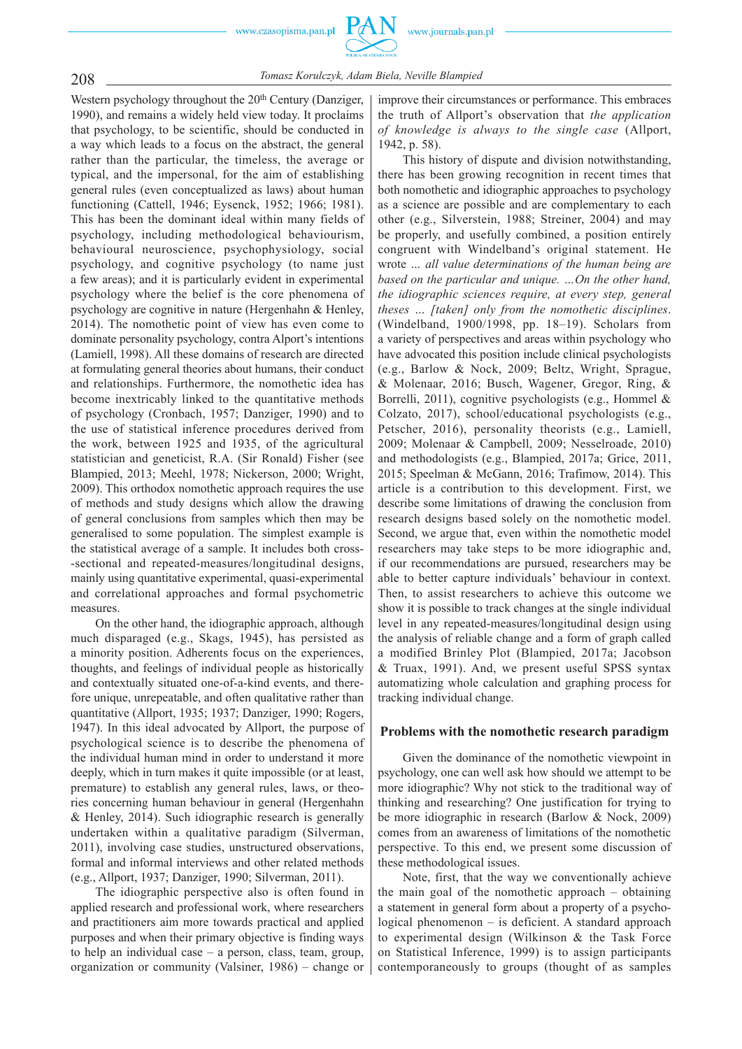Western psychology throughout the 20th Century (Danziger, 1990), and remains a widely held view today. It proclaims that psychology, to be scientific, should be conducted in a way which leads to a focus on the abstract, the general rather than the particular, the timeless, the average or typical, and the impersonal, for the aim of establishing general rules (even conceptualized as laws) about human functioning (Cattell, 1946; Eysenck, 1952; 1966; 1981). This has been the dominant ideal within many fields of psychology, including methodological behaviourism, behavioural neuroscience, psychophysiology, social psychology, and cognitive psychology (to name just a few areas); and it is particularly evident in experimental psychology where the belief is the core phenomena of psychology are cognitive in nature (Hergenhahn & Henley, 2014). The nomothetic point of view has even come to dominate personality psychology, contra Alport's intentions (Lamiell, 1998). All these domains of research are directed at formulating general theories about humans, their conduct and relationships. Furthermore, the nomothetic idea has become inextricably linked to the quantitative methods of psychology (Cronbach, 1957; Danziger, 1990) and to the use of statistical inference procedures derived from the work, between 1925 and 1935, of the agricultural statistician and geneticist, R.A. (Sir Ronald) Fisher (see Blampied, 2013; Meehl, 1978; Nickerson, 2000; Wright, 2009). This orthodox nomothetic approach requires the use of methods and study designs which allow the drawing of general conclusions from samples which then may be generalised to some population. The simplest example is the statistical average of a sample. It includes both cross-sectional and repeated-measures/longitudinal designs, mainly using quantitative experimental, quasi-experimental and correlational approaches and formal psychometric measures.

On the other hand, the idiographic approach, although much disparaged (e.g., Skags, 1945), has persisted as a minority position. Adherents focus on the experiences, thoughts, and feelings of individual people as historically and contextually situated one-of-a-kind events, and therefore unique, unrepeatable, and often qualitative rather than quantitative (Allport, 1935; 1937; Danziger, 1990; Rogers, 1947). In this ideal advocated by Allport, the purpose of psychological science is to describe the phenomena of the individual human mind in order to understand it more deeply, which in turn makes it quite impossible (or at least, premature) to establish any general rules, laws, or theories concerning human behaviour in general (Hergenhahn & Henley, 2014). Such idiographic research is generally undertaken within a qualitative paradigm (Silverman, 2011), involving case studies, unstructured observations, formal and informal interviews and other related methods (e.g., Allport, 1937; Danziger, 1990; Silverman, 2011).

The idiographic perspective also is often found in applied research and professional work, where researchers and practitioners aim more towards practical and applied purposes and when their primary objective is finding ways to help an individual case – a person, class, team, group, organization or community (Valsiner, 1986) – change or improve their circumstances or performance. This embraces the truth of Allport's observation that *the application of knowledge is always to the single case* (Allport, 1942, p. 58).

This history of dispute and division notwithstanding, there has been growing recognition in recent times that both nomothetic and idiographic approaches to psychology as a science are possible and are complementary to each other (e.g., Silverstein, 1988; Streiner, 2004) and may be properly, and usefully combined, a position entirely congruent with Windelband's original statement. He wrote *... all value determinations of the human being are based on the particular and unique. ...On the other hand, the idiographic sciences require, at every step, general theses ... [taken] only from the nomothetic disciplines*. (Windelband, 1900/1998, pp. 18–19). Scholars from a variety of perspectives and areas within psychology who have advocated this position include clinical psychologists (e.g., Barlow & Nock, 2009; Beltz, Wright, Sprague, & Molenaar, 2016; Busch, Wagener, Gregor, Ring, & Borrelli, 2011), cognitive psychologists (e.g., Hommel & Colzato, 2017), school/educational psychologists (e.g., Petscher, 2016), personality theorists (e.g., Lamiell, 2009; Molenaar & Campbell, 2009; Nesselroade, 2010) and methodologists (e.g., Blampied, 2017a; Grice, 2011, 2015; Speelman & McGann, 2016; Trafimow, 2014). This article is a contribution to this development. First, we describe some limitations of drawing the conclusion from research designs based solely on the nomothetic model. Second, we argue that, even within the nomothetic model researchers may take steps to be more idiographic and, if our recommendations are pursued, researchers may be able to better capture individuals' behaviour in context. Then, to assist researchers to achieve this outcome we show it is possible to track changes at the single individual level in any repeated-measures/longitudinal design using the analysis of reliable change and a form of graph called a modified Brinley Plot (Blampied, 2017a; Jacobson & Truax, 1991). And, we present useful SPSS syntax automatizing whole calculation and graphing process for tracking individual change.

## Problems with the nomothetic research paradigm

Given the dominance of the nomothetic viewpoint in psychology, one can well ask how should we attempt to be more idiographic? Why not stick to the traditional way of thinking and researching? One justification for trying to be more idiographic in research (Barlow & Nock, 2009) comes from an awareness of limitations of the nomothetic perspective. To this end, we present some discussion of these methodological issues.

Note, first, that the way we conventionally achieve the main goal of the nomothetic approach – obtaining a statement in general form about a property of a psychological phenomenon – is deficient. A standard approach to experimental design (Wilkinson & the Task Force on Statistical Inference, 1999) is to assign participants contemporaneously to groups (thought of as samples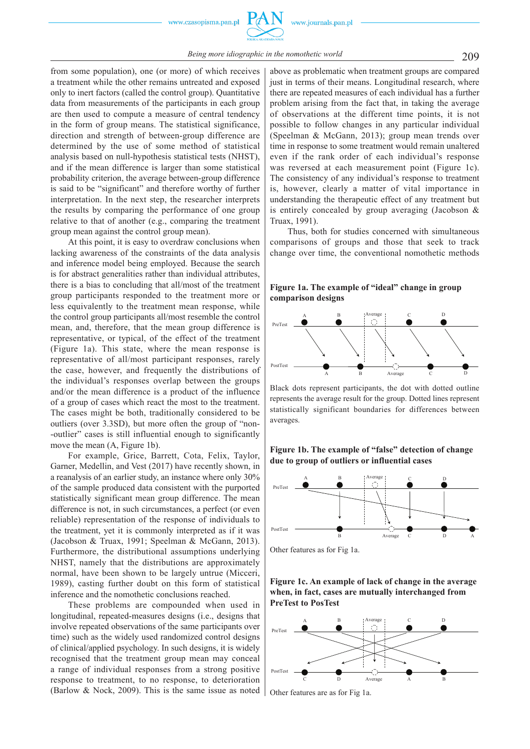from some population), one (or more) of which receives a treatment while the other remains untreated and exposed only to inert factors (called the control group). Quantitative data from measurements of the participants in each group are then used to compute a measure of central tendency in the form of group means. The statistical significance, direction and strength of between-group difference are determined by the use of some method of statistical analysis based on null-hypothesis statistical tests (NHST), and if the mean difference is larger than some statistical probability criterion, the average between-group difference is said to be "significant" and therefore worthy of further interpretation. In the next step, the researcher interprets the results by comparing the performance of one group relative to that of another (e.g., comparing the treatment group mean against the control group mean).

At this point, it is easy to overdraw conclusions when lacking awareness of the constraints of the data analysis and inference model being employed. Because the search is for abstract generalities rather than individual attributes, there is a bias to concluding that all/most of the treatment group participants responded to the treatment more or less equivalently to the treatment mean response, while the control group participants all/most resemble the control mean, and, therefore, that the mean group difference is representative, or typical, of the effect of the treatment (Figure 1a). This state, where the mean response is representative of all/most participant responses, rarely the case, however, and frequently the distributions of the individual's responses overlap between the groups and/or the mean difference is a product of the influence of a group of cases which react the most to the treatment. The cases might be both, traditionally considered to be outliers (over 3.3SD), but more often the group of "non--outlier" cases is still influential enough to significantly move the mean (A, Figure 1b).

For example, Grice, Barrett, Cota, Felix, Taylor, Garner, Medellin, and Vest (2017) have recently shown, in a reanalysis of an earlier study, an instance where only 30% of the sample produced data consistent with the purported statistically significant mean group difference. The mean difference is not, in such circumstances, a perfect (or even reliable) representation of the response of individuals to the treatment, yet it is commonly interpreted as if it was (Jacobson & Truax, 1991; Speelman & McGann, 2013). Furthermore, the distributional assumptions underlying NHST, namely that the distributions are approximately normal, have been shown to be largely untrue (Micceri, 1989), casting further doubt on this form of statistical inference and the nomothetic conclusions reached.

These problems are compounded when used in longitudinal, repeated-measures designs (i.e., designs that involve repeated observations of the same participants over time) such as the widely used randomized control designs of clinical/applied psychology. In such designs, it is widely recognised that the treatment group mean may conceal a range of individual responses from a strong positive response to treatment, to no response, to deterioration (Barlow & Nock, 2009). This is the same issue as noted above as problematic when treatment groups are compared just in terms of their means. Longitudinal research, where there are repeated measures of each individual has a further problem arising from the fact that, in taking the average of observations at the different time points, it is not possible to follow changes in any particular individual (Speelman & McGann, 2013); group mean trends over time in response to some treatment would remain unaltered even if the rank order of each individual's response was reversed at each measurement point (Figure 1c). The consistency of any individual's response to treatment is, however, clearly a matter of vital importance in understanding the therapeutic effect of any treatment but is entirely concealed by group averaging (Jacobson & Truax, 1991).

Thus, both for studies concerned with simultaneous comparisons of groups and those that seek to track change over time, the conventional nomothetic methods

**Figure 1a. The example of "ideal" change in group comparison designs**

Black dots represent participants, the dot with dotted outline represents the average result for the group. Dotted lines represent statistically significant boundaries for differences between averages.

**Figure 1b. The example of "false" detection of change due to group of outliers or influential cases**

Other features as for Fig 1a.

**Figure 1c. An example of lack of change in the average when, in fact, cases are mutually interchanged from PreTest to PosTest**

Other features are as for Fig 1a.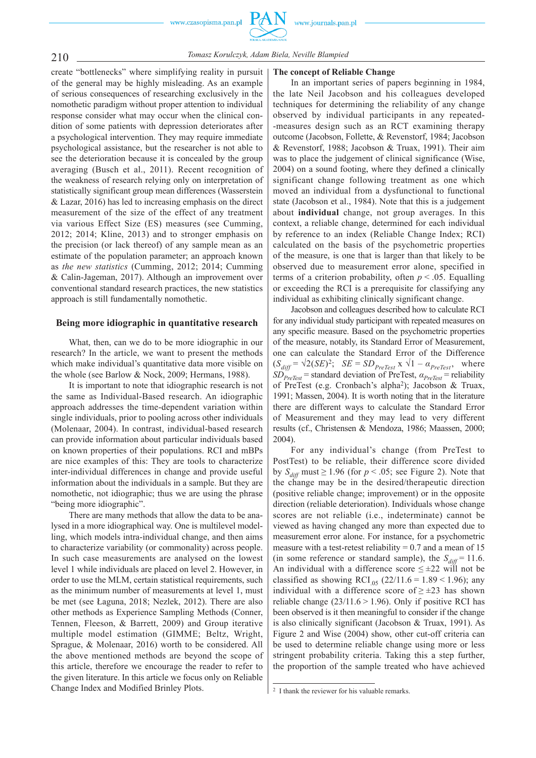create "bottlenecks" where simplifying reality in pursuit of the general may be highly misleading. As an example of serious consequences of researching exclusively in the nomothetic paradigm without proper attention to individual response consider what may occur when the clinical condition of some patients with depression deteriorates after a psychological intervention. They may require immediate psychological assistance, but the researcher is not able to see the deterioration because it is concealed by the group averaging (Busch et al., 2011). Recent recognition of the weakness of research relying only on interpretation of statistically significant group mean differences (Wasserstein & Lazar, 2016) has led to increasing emphasis on the direct measurement of the size of the effect of any treatment via various Effect Size (ES) measures (see Cumming, 2012; 2014; Kline, 2013) and to stronger emphasis on the precision (or lack thereof) of any sample mean as an estimate of the population parameter; an approach known as *the new statistics* (Cumming, 2012; 2014; Cumming & Calin-Jageman, 2017). Although an improvement over conventional standard research practices, the new statistics approach is still fundamentally nomothetic.

## Being more idiographic in quantitative research

What, then, can we do to be more idiographic in our research? In the article, we want to present the methods which make individual's quantitative data more visible on the whole (see Barlow & Nock, 2009; Hermans, 1988).

It is important to note that idiographic research is not the same as Individual-Based research. An idiographic approach addresses the time-dependent variation within single individuals, prior to pooling across other individuals (Molenaar, 2004). In contrast, individual-based research can provide information about particular individuals based on known properties of their populations. RCI and mBPs are nice examples of this: They are tools to characterize inter-individual differences in change and provide useful information about the individuals in a sample. But they are nomothetic, not idiographic; thus we are using the phrase "being more idiographic".

There are many methods that allow the data to be analysed in a more idiographical way. One is multilevel modelling, which models intra-individual change, and then aims to characterize variability (or commonality) across people. In such case measurements are analysed on the lowest level 1 while individuals are placed on level 2. However, in order to use the MLM, certain statistical requirements, such as the minimum number of measurements at level 1, must be met (see Łaguna, 2018; Nezlek, 2012). There are also other methods as Experience Sampling Methods (Conner, Tennen, Fleeson, & Barrett, 2009) and Group iterative multiple model estimation (GIMME; Beltz, Wright, Sprague, & Molenaar, 2016) worth to be considered. All the above mentioned methods are beyond the scope of this article, therefore we encourage the reader to refer to the given literature. In this article we focus only on Reliable Change Index and Modified Brinley Plots.

### The concept of Reliable Change

In an important series of papers beginning in 1984, the late Neil Jacobson and his colleagues developed techniques for determining the reliability of any change observed by individual participants in any repeated-measures design such as an RCT examining therapy outcome (Jacobson, Follette, & Revenstorf, 1984; Jacobson & Revenstorf, 1988; Jacobson & Truax, 1991). Their aim was to place the judgement of clinical significance (Wise, 2004) on a sound footing, where they defined a clinically significant change following treatment as one which moved an individual from a dysfunctional to functional state (Jacobson et al., 1984). Note that this is a judgement about **individual** change, not group averages. In this context, a reliable change, determined for each individual by reference to an index (Reliable Change Index; RCI) calculated on the basis of the psychometric properties of the measure, is one that is larger than that likely to be observed due to measurement error alone, specified in terms of a criterion probability, often $p < .05$. Equalling or exceeding the RCI is a prerequisite for classifying any individual as exhibiting clinically significant change.

Jacobson and colleagues described how to calculate RCI for any individual study participant with repeated measures on any specific measure. Based on the psychometric properties of the measure, notably, its Standard Error of Measurement, one can calculate the Standard Error of the Difference ($S_{diff} = \sqrt{2(SE)^2}$; $SE = SD_{PreTest} \times \sqrt{1 - \alpha_{PreTest}}$, where $SD_{PreTest}$ = standard deviation of PreTest, $\alpha_{PreTest}$ = reliability of PreTest (e.g. Cronbach's alpha[2]); Jacobson & Truax, 1991; Massen, 2004). It is worth noting that in the literature there are different ways to calculate the Standard Error of Measurement and they may lead to very different results (cf., Christensen & Mendoza, 1986; Maassen, 2000; 2004).

For any individual's change (from PreTest to PostTest) to be reliable, their difference score divided by $S_{diff}$ must $\geq 1.96$ (for $p < .05$; see Figure 2). Note that the change may be in the desired/therapeutic direction (positive reliable change; improvement) or in the opposite direction (reliable deterioration). Individuals whose change scores are not reliable (i.e., indeterminate) cannot be viewed as having changed any more than expected due to measurement error alone. For instance, for a psychometric measure with a test-retest reliability = 0.7 and a mean of 15 (in some reference or standard sample), the $S_{diff}$ = 11.6. An individual with a difference score $\leq \pm 22$ will not be classified as showing $RCI_{.05}$ (22/11.6 = 1.89 < 1.96); any individual with a difference score of $\geq \pm 23$ has shown reliable change (23/11.6 > 1.96). Only if positive RCI has been observed is it then meaningful to consider if the change is also clinically significant (Jacobson & Truax, 1991). As Figure 2 and Wise (2004) show, other cut-off criteria can be used to determine reliable change using more or less stringent probability criteria. Taking this a step further, the proportion of the sample treated who have achieved

[2] I thank the reviewer for his valuable remarks.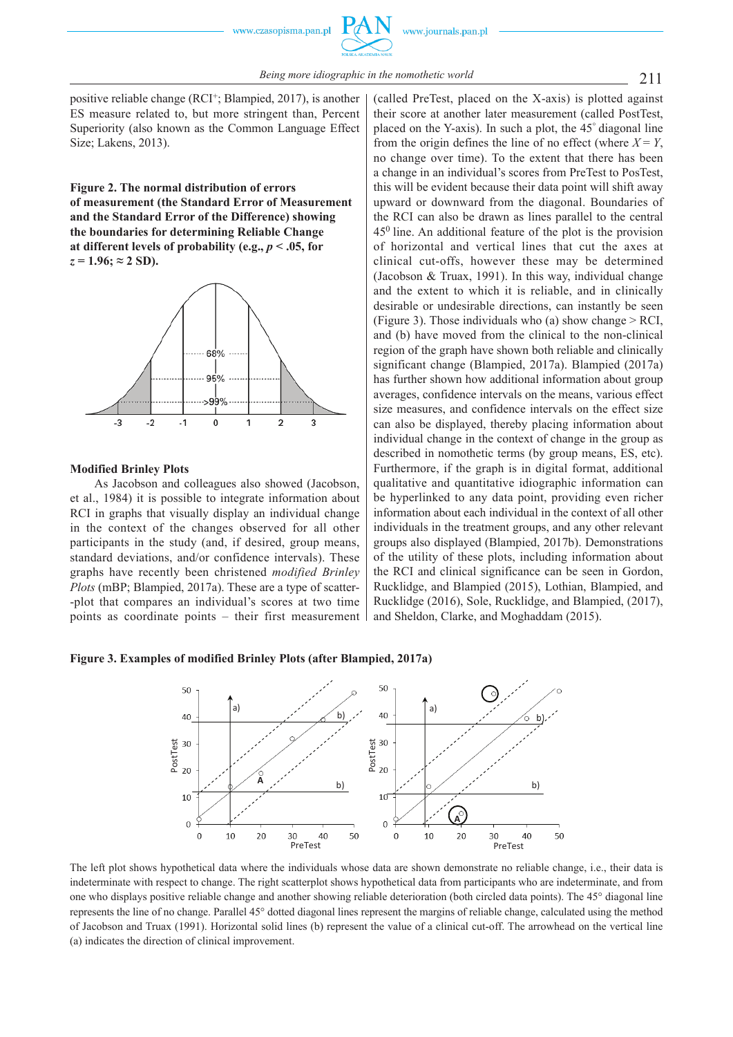positive reliable change (RCI+; Blampied, 2017), is another ES measure related to, but more stringent than, Percent Superiority (also known as the Common Language Effect Size; Lakens, 2013).

**Figure 2. The normal distribution of errors of measurement (the Standard Error of Measurement and the Standard Error of the Difference) showing the boundaries for determining Reliable Change at different levels of probability (e.g., $p < .05$, for $z = 1.96$; ≈ 2 SD).**

### Modified Brinley Plots

As Jacobson and colleagues also showed (Jacobson, et al., 1984) it is possible to integrate information about RCI in graphs that visually display an individual change in the context of the changes observed for all other participants in the study (and, if desired, group means, standard deviations, and/or confidence intervals). These graphs have recently been christened *modified Brinley Plots* (mBP; Blampied, 2017a). These are a type of scatter-plot that compares an individual's scores at two time points as coordinate points – their first measurement (called PreTest, placed on the X-axis) is plotted against their score at another later measurement (called PostTest, placed on the Y-axis). In such a plot, the 45° diagonal line from the origin defines the line of no effect (where $X = Y$, no change over time). To the extent that there has been a change in an individual's scores from PreTest to PosTest, this will be evident because their data point will shift away upward or downward from the diagonal. Boundaries of the RCI can also be drawn as lines parallel to the central 45° line. An additional feature of the plot is the provision of horizontal and vertical lines that cut the axes at clinical cut-offs, however these may be determined (Jacobson & Truax, 1991). In this way, individual change and the extent to which it is reliable, and in clinically desirable or undesirable directions, can instantly be seen (Figure 3). Those individuals who (a) show change > RCI, and (b) have moved from the clinical to the non-clinical region of the graph have shown both reliable and clinically significant change (Blampied, 2017a). Blampied (2017a) has further shown how additional information about group averages, confidence intervals on the means, various effect size measures, and confidence intervals on the effect size can also be displayed, thereby placing information about individual change in the context of change in the group as described in nomothetic terms (by group means, ES, etc). Furthermore, if the graph is in digital format, additional qualitative and quantitative idiographic information can be hyperlinked to any data point, providing even richer information about each individual in the context of all other individuals in the treatment groups, and any other relevant groups also displayed (Blampied, 2017b). Demonstrations of the utility of these plots, including information about the RCI and clinical significance can be seen in Gordon, Rucklidge, and Blampied (2015), Lothian, Rucklidge, and Rucklidge (2016), Sole, Rucklidge, and Blampied, (2017), and Sheldon, Clarke, and Moghaddam (2015).

**Figure 3. Examples of modified Brinley Plots (after Blampied, 2017a)**

The left plot shows hypothetical data where the individuals whose data are shown demonstrate no reliable change, i.e., their data is indeterminate with respect to change. The right scatterplot shows hypothetical data from participants who are indeterminate, and from one who displays positive reliable change and another showing reliable deterioration (both circled data points). The 45° diagonal line represents the line of no change. Parallel 45° dotted diagonal lines represent the margins of reliable change, calculated using the method of Jacobson and Truax (1991). Horizontal solid lines (b) represent the value of a clinical cut-off. The arrowhead on the vertical line (a) indicates the direction of clinical improvement.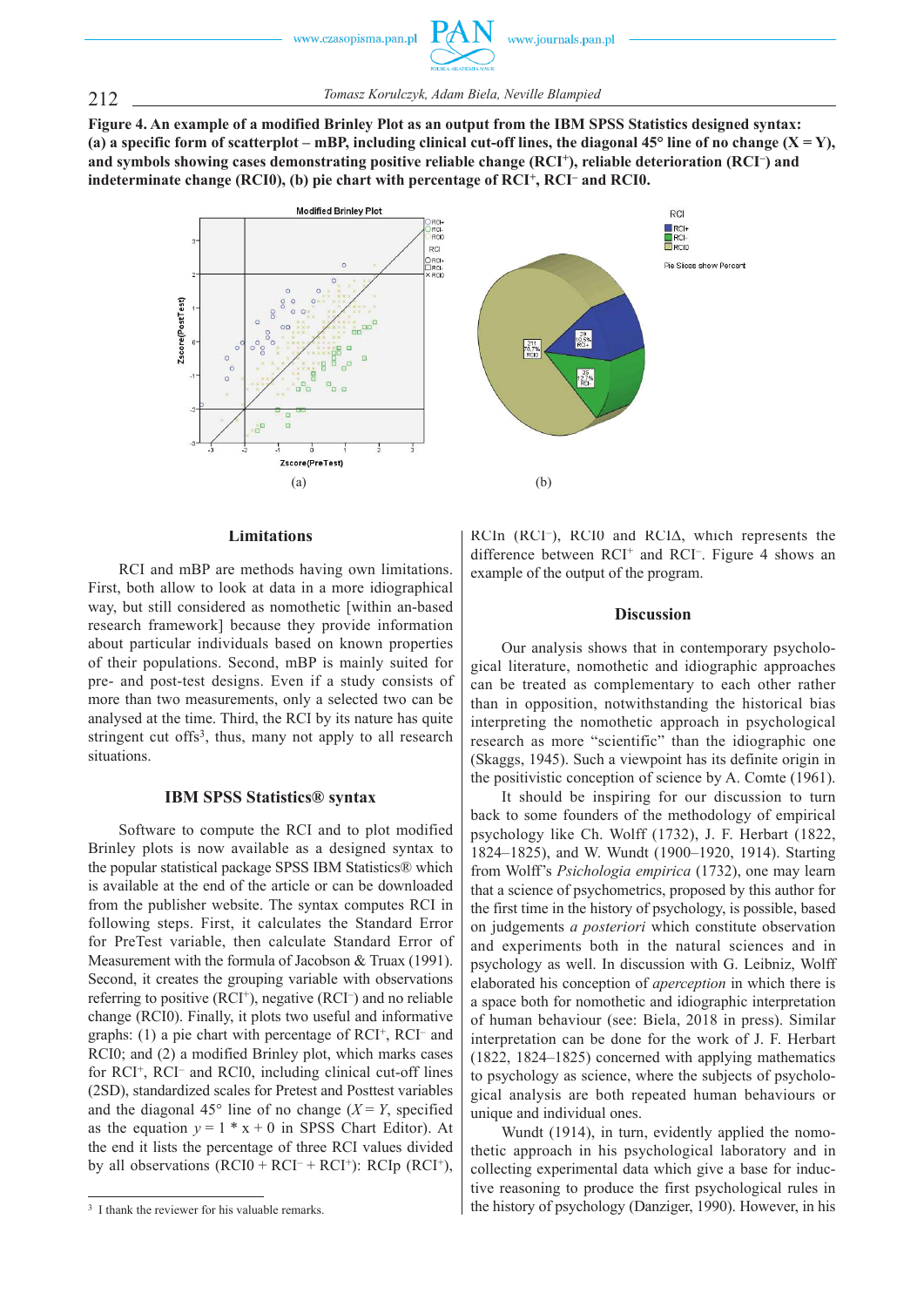**Figure 4. An example of a modified Brinley Plot as an output from the IBM SPSS Statistics designed syntax: (a) a specific form of scatterplot – mBP, including clinical cut-off lines, the diagonal 45° line of no change (X = Y), and symbols showing cases demonstrating positive reliable change (RCI⁺), reliable deterioration (RCI⁻) and indeterminate change (RCI0), (b) pie chart with percentage of RCI⁺, RCI⁻ and RCI0.**

(a) (b)

## Limitations

RCI and mBP are methods having own limitations. First, both allow to look at data in a more idiographical way, but still considered as nomothetic [within an-based research framework] because they provide information about particular individuals based on known properties of their populations. Second, mBP is mainly suited for pre- and post-test designs. Even if a study consists of more than two measurements, only a selected two can be analysed at the time. Third, the RCI by its nature has quite stringent cut offs[3], thus, many not apply to all research situations.

## IBM SPSS Statistics® syntax

Software to compute the RCI and to plot modified Brinley plots is now available as a designed syntax to the popular statistical package SPSS IBM Statistics® which is available at the end of the article or can be downloaded from the publisher website. The syntax computes RCI in following steps. First, it calculates the Standard Error for PreTest variable, then calculate Standard Error of Measurement with the formula of Jacobson & Truax (1991). Second, it creates the grouping variable with observations referring to positive (RCI⁺), negative (RCI⁻) and no reliable change (RCI0). Finally, it plots two useful and informative graphs: (1) a pie chart with percentage of RCI⁺, RCI⁻ and RCI0; and (2) a modified Brinley plot, which marks cases for RCI⁺, RCI⁻ and RCI0, including clinical cut-off lines (2SD), standardized scales for Pretest and Posttest variables and the diagonal 45° line of no change ($X = Y$, specified as the equation $y = 1 * x + 0$ in SPSS Chart Editor). At the end it lists the percentage of three RCI values divided by all observations (RCI0 + RCI⁻ + RCI⁺): RCIp (RCI⁺), RCIn (RCI⁻), RCI0 and RCIΔ, which represents the difference between RCI⁺ and RCI⁻. Figure 4 shows an example of the output of the program.

## Discussion

Our analysis shows that in contemporary psychological literature, nomothetic and idiographic approaches can be treated as complementary to each other rather than in opposition, notwithstanding the historical bias interpreting the nomothetic approach in psychological research as more "scientific" than the idiographic one (Skaggs, 1945). Such a viewpoint has its definite origin in the positivistic conception of science by A. Comte (1961).

It should be inspiring for our discussion to turn back to some founders of the methodology of empirical psychology like Ch. Wolff (1732), J. F. Herbart (1822, 1824–1825), and W. Wundt (1900–1920, 1914). Starting from Wolff's *Psichologia empirica* (1732), one may learn that a science of psychometrics, proposed by this author for the first time in the history of psychology, is possible, based on judgements *a posteriori* which constitute observation and experiments both in the natural sciences and in psychology as well. In discussion with G. Leibniz, Wolff elaborated his conception of *aperception* in which there is a space both for nomothetic and idiographic interpretation of human behaviour (see: Biela, 2018 in press). Similar interpretation can be done for the work of J. F. Herbart (1822, 1824–1825) concerned with applying mathematics to psychology as science, where the subjects of psychological analysis are both repeated human behaviours or unique and individual ones.

Wundt (1914), in turn, evidently applied the nomothetic approach in his psychological laboratory and in collecting experimental data which give a base for inductive reasoning to produce the first psychological rules in the history of psychology (Danziger, 1990). However, in his

---

[3] I thank the reviewer for his valuable remarks.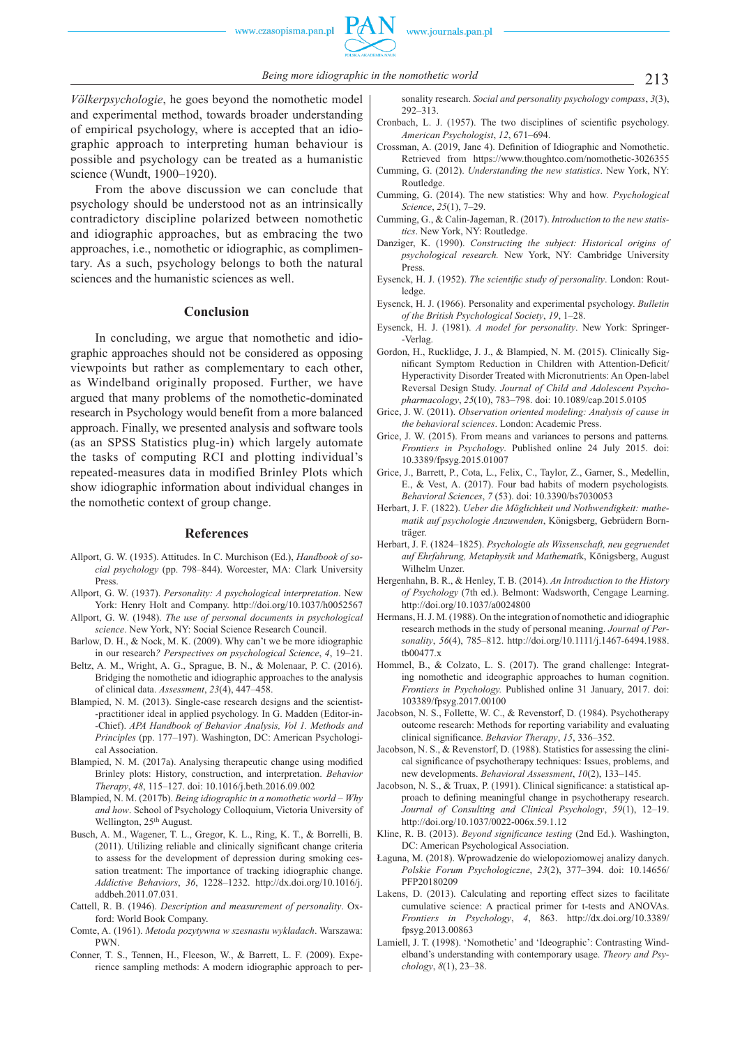*Völkerpsychologie*, he goes beyond the nomothetic model and experimental method, towards broader understanding of empirical psychology, where is accepted that an idiographic approach to interpreting human behaviour is possible and psychology can be treated as a humanistic science (Wundt, 1900–1920).

From the above discussion we can conclude that psychology should be understood not as an intrinsically contradictory discipline polarized between nomothetic and idiographic approaches, but as embracing the two approaches, i.e., nomothetic or idiographic, as complimentary. As a such, psychology belongs to both the natural sciences and the humanistic sciences as well.

## Conclusion

In concluding, we argue that nomothetic and idiographic approaches should not be considered as opposing viewpoints but rather as complementary to each other, as Windelband originally proposed. Further, we have argued that many problems of the nomothetic-dominated research in Psychology would benefit from a more balanced approach. Finally, we presented analysis and software tools (as an SPSS Statistics plug-in) which largely automate the tasks of computing RCI and plotting individual's repeated-measures data in modified Brinley Plots which show idiographic information about individual changes in the nomothetic context of group change.

## References

Allport, G. W. (1935). Attitudes. In C. Murchison (Ed.), *Handbook of social psychology* (pp. 798–844). Worcester, MA: Clark University Press.

Allport, G. W. (1937). *Personality: A psychological interpretation*. New York: Henry Holt and Company. http://doi.org/10.1037/h0052567

Allport, G. W. (1948). *The use of personal documents in psychological science*. New York, NY: Social Science Research Council.

Barlow, D. H., & Nock, M. K. (2009). Why can't we be more idiographic in our research*? Perspectives on psychological Science*, *4*, 19–21.

Beltz, A. M., Wright, A. G., Sprague, B. N., & Molenaar, P. C. (2016). Bridging the nomothetic and idiographic approaches to the analysis of clinical data. *Assessment*, *23*(4), 447–458.

Blampied, N. M. (2013). Single-case research designs and the scientist-practitioner ideal in applied psychology. In G. Madden (Editor-in-Chief). *APA Handbook of Behavior Analysis, Vol 1. Methods and Principles* (pp. 177–197). Washington, DC: American Psychological Association.

Blampied, N. M. (2017a). Analysing therapeutic change using modified Brinley plots: History, construction, and interpretation. *Behavior Therapy*, *48*, 115–127. doi: 10.1016/j.beth.2016.09.002

Blampied, N. M. (2017b). *Being idiographic in a nomothetic world – Why and how*. School of Psychology Colloquium, Victoria University of Wellington, 25th August.

Busch, A. M., Wagener, T. L., Gregor, K. L., Ring, K. T., & Borrelli, B. (2011). Utilizing reliable and clinically significant change criteria to assess for the development of depression during smoking cessation treatment: The importance of tracking idiographic change. *Addictive Behaviors*, *36*, 1228–1232. http://dx.doi.org/10.1016/j.addbeh.2011.07.031.

Cattell, R. B. (1946). *Description and measurement of personality*. Oxford: World Book Company.

Comte, A. (1961). *Metoda pozytywna w szesnastu wykładach*. Warszawa: PWN.

Conner, T. S., Tennen, H., Fleeson, W., & Barrett, L. F. (2009). Experience sampling methods: A modern idiographic approach to personality research. *Social and personality psychology compass*, *3*(3), 292–313.

Cronbach, L. J. (1957). The two disciplines of scientific psychology. *American Psychologist*, *12*, 671–694.

Crossman, A. (2019, Jane 4). Definition of Idiographic and Nomothetic. Retrieved from https://www.thoughtco.com/nomothetic-3026355

Cumming, G. (2012). *Understanding the new statistics*. New York, NY: Routledge.

Cumming, G. (2014). The new statistics: Why and how. *Psychological Science*, *25*(1), 7–29.

Cumming, G., & Calin-Jageman, R. (2017). *Introduction to the new statistics*. New York, NY: Routledge.

Danziger, K. (1990). *Constructing the subject: Historical origins of psychological research.* New York, NY: Cambridge University Press.

Eysenck, H. J. (1952). *The scientific study of personality*. London: Routledge.

Eysenck, H. J. (1966). Personality and experimental psychology. *Bulletin of the British Psychological Society*, *19*, 1–28.

Eysenck, H. J. (1981). *A model for personality*. New York: Springer-Verlag.

Gordon, H., Rucklidge, J. J., & Blampied, N. M. (2015). Clinically Significant Symptom Reduction in Children with Attention-Deficit/Hyperactivity Disorder Treated with Micronutrients: An Open-label Reversal Design Study. *Journal of Child and Adolescent Psychopharmacology*, *25*(10), 783–798. doi: 10.1089/cap.2015.0105

Grice, J. W. (2011). *Observation oriented modeling: Analysis of cause in the behavioral sciences*. London: Academic Press.

Grice, J. W. (2015). From means and variances to persons and patterns*. Frontiers in Psychology*. Published online 24 July 2015. doi: 10.3389/fpsyg.2015.01007

Grice, J., Barrett, P., Cota, L., Felix, C., Taylor, Z., Garner, S., Medellin, E., & Vest, A. (2017). Four bad habits of modern psychologists*. Behavioral Sciences*, *7* (53). doi: 10.3390/bs7030053

Herbart, J. F. (1822). *Ueber die Möglichkeit und Nothwendigkeit: mathematik auf psychologie Anzuwenden*, Königsberg, Gebrüdern Bornträger.

Herbart, J. F. (1824–1825). *Psychologie als Wissenschaft, neu gegruendet auf Ehrfahrung, Metaphysik und Mathemati*k, Königsberg, August Wilhelm Unzer.

Hergenhahn, B. R., & Henley, T. B. (2014). *An Introduction to the History of Psychology* (7th ed.). Belmont: Wadsworth, Cengage Learning. http://doi.org/10.1037/a0024800

Hermans, H. J. M. (1988). On the integration of nomothetic and idiographic research methods in the study of personal meaning. *Journal of Personality*, *56*(4), 785–812. http://doi.org/10.1111/j.1467-6494.1988.tb00477.x

Hommel, B., & Colzato, L. S. (2017). The grand challenge: Integrating nomothetic and ideographic approaches to human cognition. *Frontiers in Psychology.* Published online 31 January, 2017. doi: 103389/fpsyg.2017.00100

Jacobson, N. S., Follette, W. C., & Revenstorf, D. (1984). Psychotherapy outcome research: Methods for reporting variability and evaluating clinical significance. *Behavior Therapy*, *15*, 336–352.

Jacobson, N. S., & Revenstorf, D. (1988). Statistics for assessing the clinical significance of psychotherapy techniques: Issues, problems, and new developments. *Behavioral Assessment*, *10*(2), 133–145.

Jacobson, N. S., & Truax, P. (1991). Clinical significance: a statistical approach to defining meaningful change in psychotherapy research. *Journal of Consulting and Clinical Psychology*, *59*(1), 12–19. http://doi.org/10.1037/0022-006x.59.1.12

Kline, R. B. (2013). *Beyond significance testing* (2nd Ed.). Washington, DC: American Psychological Association.

Łaguna, M. (2018). Wprowadzenie do wielopoziomowej analizy danych. *Polskie Forum Psychologiczne*, *23*(2), 377–394. doi: 10.14656/PFP20180209

Lakens, D. (2013). Calculating and reporting effect sizes to facilitate cumulative science: A practical primer for t-tests and ANOVAs. *Frontiers in Psychology*, *4*, 863. http://dx.doi.org/10.3389/fpsyg.2013.00863

Lamiell, J. T. (1998). 'Nomothetic' and 'Ideographic': Contrasting Windelband's understanding with contemporary usage. *Theory and Psychology*, *8*(1), 23–38.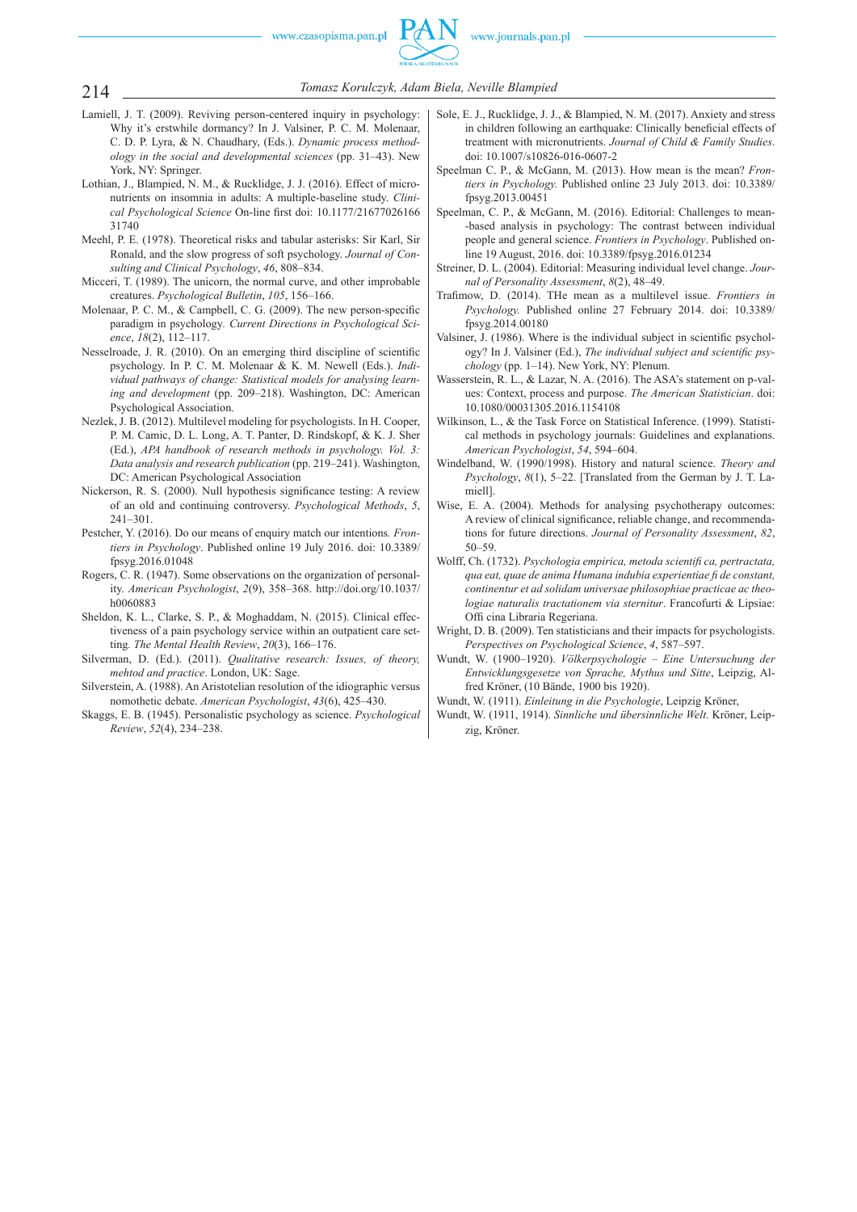Lamiell, J. T. (2009). Reviving person-centered inquiry in psychology: Why it's erstwhile dormancy? In J. Valsiner, P. C. M. Molenaar, C. D. P. Lyra, & N. Chaudhary, (Eds.). *Dynamic process methodology in the social and developmental sciences* (pp. 31–43). New York, NY: Springer.

Lothian, J., Blampied, N. M., & Rucklidge, J. J. (2016). Effect of micronutrients on insomnia in adults: A multiple-baseline study. *Clinical Psychological Science* On-line first doi: 10.1177/2167702616631740

Meehl, P. E. (1978). Theoretical risks and tabular asterisks: Sir Karl, Sir Ronald, and the slow progress of soft psychology. *Journal of Consulting and Clinical Psychology*, *46*, 808–834.

Micceri, T. (1989). The unicorn, the normal curve, and other improbable creatures. *Psychological Bulletin*, *105*, 156–166.

Molenaar, P. C. M., & Campbell, C. G. (2009). The new person-specific paradigm in psychology. *Current Directions in Psychological Science*, *18*(2), 112–117.

Nesselroade, J. R. (2010). On an emerging third discipline of scientific psychology. In P. C. M. Molenaar & K. M. Newell (Eds.). *Individual pathways of change: Statistical models for analysing learning and development* (pp. 209–218). Washington, DC: American Psychological Association.

Nezlek, J. B. (2012). Multilevel modeling for psychologists. In H. Cooper, P. M. Camic, D. L. Long, A. T. Panter, D. Rindskopf, & K. J. Sher (Ed.), *APA handbook of research methods in psychology. Vol. 3: Data analysis and research publication* (pp. 219–241). Washington, DC: American Psychological Association

Nickerson, R. S. (2000). Null hypothesis significance testing: A review of an old and continuing controversy. *Psychological Methods*, *5*, 241–301.

Pestcher, Y. (2016). Do our means of enquiry match our intentions. *Frontiers in Psychology*. Published online 19 July 2016. doi: 10.3389/fpsyg.2016.01048

Rogers, C. R. (1947). Some observations on the organization of personality. *American Psychologist*, *2*(9), 358–368. http://doi.org/10.1037/h0060883

Sheldon, K. L., Clarke, S. P., & Moghaddam, N. (2015). Clinical effectiveness of a pain psychology service within an outpatient care setting. *The Mental Health Review*, *20*(3), 166–176.

Silverman, D. (Ed.). (2011). *Qualitative research: Issues, of theory, mehtod and practice*. London, UK: Sage.

Silverstein, A. (1988). An Aristotelian resolution of the idiographic versus nomothetic debate. *American Psychologist*, *43*(6), 425–430.

Skaggs, E. B. (1945). Personalistic psychology as science. *Psychological Review*, *52*(4), 234–238.

Sole, E. J., Rucklidge, J. J., & Blampied, N. M. (2017). Anxiety and stress in children following an earthquake: Clinically beneficial effects of treatment with micronutrients. *Journal of Child & Family Studies*. doi: 10.1007/s10826-016-0607-2

Speelman C. P., & McGann, M. (2013). How mean is the mean? *Frontiers in Psychology.* Published online 23 July 2013. doi: 10.3389/fpsyg.2013.00451

Speelman, C. P., & McGann, M. (2016). Editorial: Challenges to mean-based analysis in psychology: The contrast between individual people and general science. *Frontiers in Psychology*. Published online 19 August, 2016. doi: 10.3389/fpsyg.2016.01234

Streiner, D. L. (2004). Editorial: Measuring individual level change. *Journal of Personality Assessment*, *8*(2), 48–49.

Trafimow, D. (2014). THe mean as a multilevel issue. *Frontiers in Psychology.* Published online 27 February 2014. doi: 10.3389/fpsyg.2014.00180

Valsiner, J. (1986). Where is the individual subject in scientific psychology? In J. Valsiner (Ed.), *The individual subject and scientific psychology* (pp. 1–14). New York, NY: Plenum.

Wasserstein, R. L., & Lazar, N. A. (2016). The ASA's statement on p-values: Context, process and purpose. *The American Statistician*. doi: 10.1080/00031305.2016.1154108

Wilkinson, L., & the Task Force on Statistical Inference. (1999). Statistical methods in psychology journals: Guidelines and explanations. *American Psychologist*, *54*, 594–604.

Windelband, W. (1990/1998). History and natural science. *Theory and Psychology*, *8*(1), 5–22. [Translated from the German by J. T. Lamiell].

Wise, E. A. (2004). Methods for analysing psychotherapy outcomes: A review of clinical significance, reliable change, and recommendations for future directions. *Journal of Personality Assessment*, *82*, 50–59.

Wolff, Ch. (1732). *Psychologia empirica, metoda scientifi ca, pertractata, qua eat, quae de anima Humana indubia experientiae fi de constant, continentur et ad solidam universae philosophiae practicae ac theologiae naturalis tractationem via sternitur*. Francofurti & Lipsiae: Offi cina Libraria Regeriana.

Wright, D. B. (2009). Ten statisticians and their impacts for psychologists. *Perspectives on Psychological Science*, *4*, 587–597.

Wundt, W. (1900–1920). *Völkerpsychologie – Eine Untersuchung der Entwicklungsgesetze von Sprache, Mythus und Sitte*, Leipzig, Alfred Kröner, (10 Bände, 1900 bis 1920).

Wundt, W. (1911). *Einleitung in die Psychologie*, Leipzig Kröner,

Wundt, W. (1911, 1914). *Sinnliche und übersinnliche Welt*. Kröner, Leipzig, Kröner.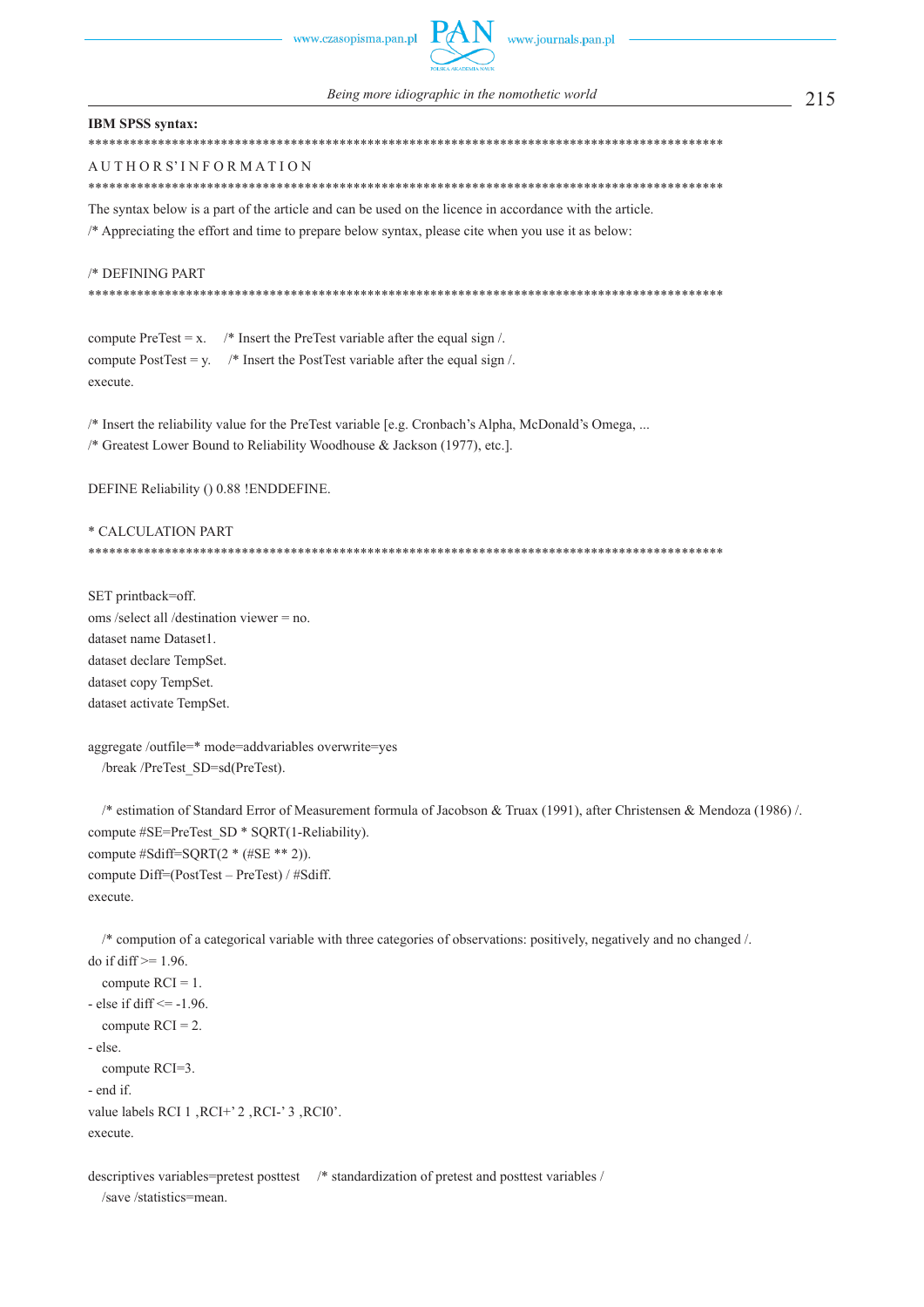**IBM SPSS syntax:**

```
*********************************************************************************************
A U T H O R S' I N F O R M A T I O N
*********************************************************************************************
The syntax below is a part of the article and can be used on the licence in accordance with the article.
/* Appreciating the effort and time to prepare below syntax, please cite when you use it as below:

/* DEFINING PART
*********************************************************************************************

compute PreTest = x.    /* Insert the PreTest variable after the equal sign /.
compute PostTest = y.    /* Insert the PostTest variable after the equal sign /.
execute.

/* Insert the reliability value for the PreTest variable [e.g. Cronbach's Alpha, McDonald's Omega, ...
/* Greatest Lower Bound to Reliability Woodhouse & Jackson (1977), etc.].

DEFINE Reliability () 0.88 !ENDDEFINE.

* CALCULATION PART
*********************************************************************************************

SET printback=off.
oms /select all /destination viewer = no.
dataset name Dataset1.
dataset declare TempSet.
dataset copy TempSet.
dataset activate TempSet.

aggregate /outfile=* mode=addvariables overwrite=yes
   /break /PreTest_SD=sd(PreTest).

   /* estimation of Standard Error of Measurement formula of Jacobson & Truax (1991), after Christensen & Mendoza (1986) /.
compute #SE=PreTest_SD * SQRT(1-Reliability).
compute #Sdiff=SQRT(2 * (#SE ** 2)).
compute Diff=(PostTest – PreTest) / #Sdiff.
execute.

   /* compution of a categorical variable with three categories of observations: positively, negatively and no changed /.
do if diff >= 1.96.
   compute RCI = 1.
- else if diff <= -1.96.
   compute RCI = 2.
- else.
   compute RCI=3.
- end if.
value labels RCI 1 ,RCI+' 2 ,RCI-' 3 ,RCI0'.
execute.

descriptives variables=pretest posttest    /* standardization of pretest and posttest variables /
   /save /statistics=mean.
```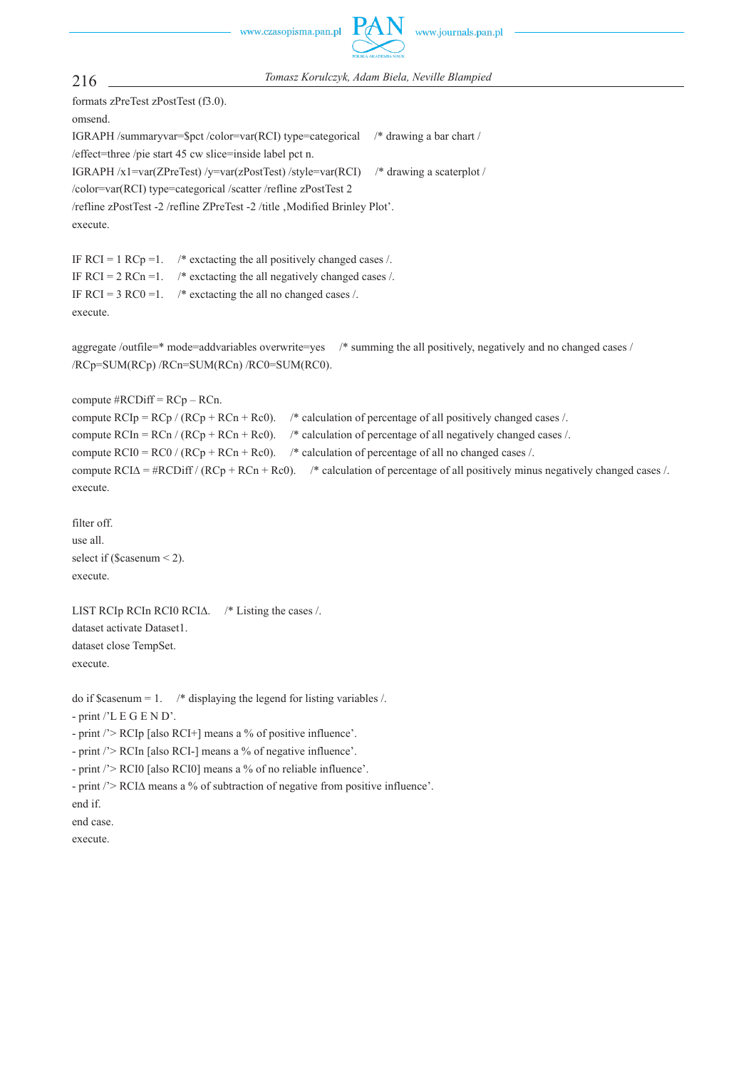```
formats zPreTest zPostTest (f3.0).
omsend.
IGRAPH /summaryvar=$pct /color=var(RCI) type=categorical     /* drawing a bar chart /
/effect=three /pie start 45 cw slice=inside label pct n.
IGRAPH /x1=var(ZPreTest) /y=var(zPostTest) /style=var(RCI)     /* drawing a scaterplot /
/color=var(RCI) type=categorical /scatter /refline zPostTest 2
/refline zPostTest -2 /refline ZPreTest -2 /title ‚Modified Brinley Plot'.
execute.

IF RCI = 1 RCp =1.     /* exctacting the all positively changed cases /.
IF RCI = 2 RCn =1.     /* exctacting the all negatively changed cases /.
IF RCI = 3 RC0 =1.     /* exctacting the all no changed cases /.
execute.

aggregate /outfile=* mode=addvariables overwrite=yes     /* summing the all positively, negatively and no changed cases /
/RCp=SUM(RCp) /RCn=SUM(RCn) /RC0=SUM(RC0).

compute #RCDiff = RCp – RCn.
compute RCIp = RCp / (RCp + RCn + Rc0).     /* calculation of percentage of all positively changed cases /.
compute RCIn = RCn / (RCp + RCn + Rc0).     /* calculation of percentage of all negatively changed cases /.
compute RCI0 = RC0 / (RCp + RCn + Rc0).     /* calculation of percentage of all no changed cases /.
compute RCIΔ = #RCDiff / (RCp + RCn + Rc0).     /* calculation of percentage of all positively minus negatively changed cases /.
execute.

filter off.
use all.
select if ($casenum < 2).
execute.

LIST RCIp RCIn RCI0 RCIΔ.     /* Listing the cases /.
dataset activate Dataset1.
dataset close TempSet.
execute.

do if $casenum = 1.     /* displaying the legend for listing variables /.
- print /'L E G E N D'.
- print /'> RCIp [also RCI+] means a % of positive influence'.
- print /'> RCIn [also RCI-] means a % of negative influence'.
- print /'> RCI0 [also RCI0] means a % of no reliable influence'.
- print /'> RCIΔ means a % of subtraction of negative from positive influence'.
end if.
end case.
execute.
```